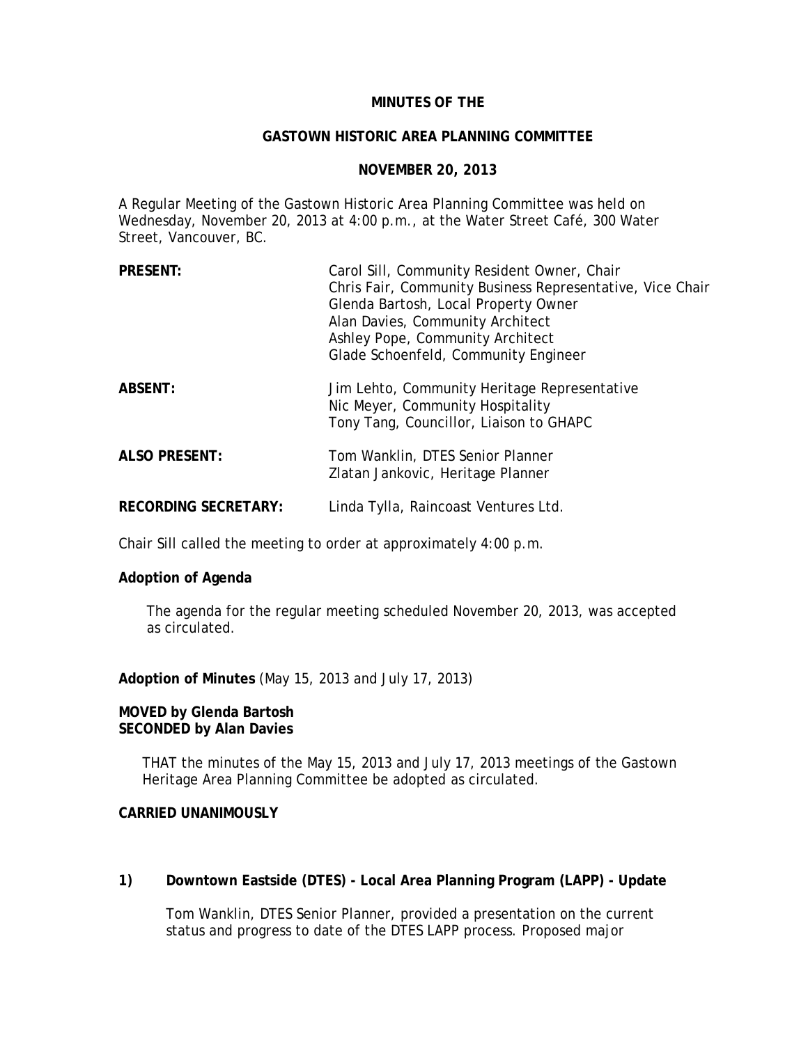**MINUTES OF THE**

**GASTOWN HISTORIC AREA PLANNING COMMITTEE**

**NOVEMBER 20, 2013**

A Regular Meeting of the Gastown Historic Area Planning Committee was held on Wednesday, November 20, 2013 at 4:00 p.m., at the Water Street Café, 300 Water Street, Vancouver, BC.

| | |
|---|---|
| **PRESENT:** | Carol Sill, Community Resident Owner, Chair<br>Chris Fair, Community Business Representative, Vice Chair<br>Glenda Bartosh, Local Property Owner<br>Alan Davies, Community Architect<br>Ashley Pope, Community Architect<br>Glade Schoenfeld, Community Engineer |
| **ABSENT:** | Jim Lehto, Community Heritage Representative<br>Nic Meyer, Community Hospitality<br>Tony Tang, Councillor, Liaison to GHAPC |
| **ALSO PRESENT:** | Tom Wanklin, DTES Senior Planner<br>Zlatan Jankovic, Heritage Planner |
| **RECORDING SECRETARY:** | Linda Tylla, Raincoast Ventures Ltd. |

Chair Sill called the meeting to order at approximately 4:00 p.m.

**Adoption of Agenda**

The agenda for the regular meeting scheduled November 20, 2013, was accepted as circulated.

**Adoption of Minutes** (May 15, 2013 and July 17, 2013)

**MOVED by Glenda Bartosh**
**SECONDED by Alan Davies**

THAT the minutes of the May 15, 2013 and July 17, 2013 meetings of the Gastown Heritage Area Planning Committee be adopted as circulated.

**CARRIED UNANIMOUSLY**

**1) Downtown Eastside (DTES) - Local Area Planning Program (LAPP) - Update**

Tom Wanklin, DTES Senior Planner, provided a presentation on the current status and progress to date of the DTES LAPP process. Proposed major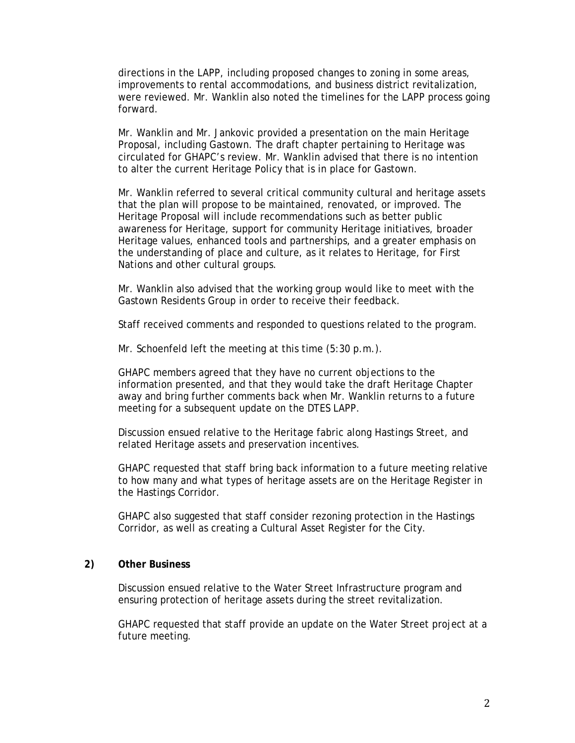directions in the LAPP, including proposed changes to zoning in some areas, improvements to rental accommodations, and business district revitalization, were reviewed. Mr. Wanklin also noted the timelines for the LAPP process going forward.

Mr. Wanklin and Mr. Jankovic provided a presentation on the main Heritage Proposal, including Gastown. The draft chapter pertaining to Heritage was circulated for GHAPC's review. Mr. Wanklin advised that there is no intention to alter the current Heritage Policy that is in place for Gastown.

Mr. Wanklin referred to several critical community cultural and heritage assets that the plan will propose to be maintained, renovated, or improved. The Heritage Proposal will include recommendations such as better public awareness for Heritage, support for community Heritage initiatives, broader Heritage values, enhanced tools and partnerships, and a greater emphasis on the understanding of place and culture, as it relates to Heritage, for First Nations and other cultural groups.

Mr. Wanklin also advised that the working group would like to meet with the Gastown Residents Group in order to receive their feedback.

Staff received comments and responded to questions related to the program.

Mr. Schoenfeld left the meeting at this time (5:30 p.m.).

GHAPC members agreed that they have no current objections to the information presented, and that they would take the draft Heritage Chapter away and bring further comments back when Mr. Wanklin returns to a future meeting for a subsequent update on the DTES LAPP.

Discussion ensued relative to the Heritage fabric along Hastings Street, and related Heritage assets and preservation incentives.

GHAPC requested that staff bring back information to a future meeting relative to how many and what types of heritage assets are on the Heritage Register in the Hastings Corridor.

GHAPC also suggested that staff consider rezoning protection in the Hastings Corridor, as well as creating a Cultural Asset Register for the City.

## 2) Other Business

Discussion ensued relative to the Water Street Infrastructure program and ensuring protection of heritage assets during the street revitalization.

GHAPC requested that staff provide an update on the Water Street project at a future meeting.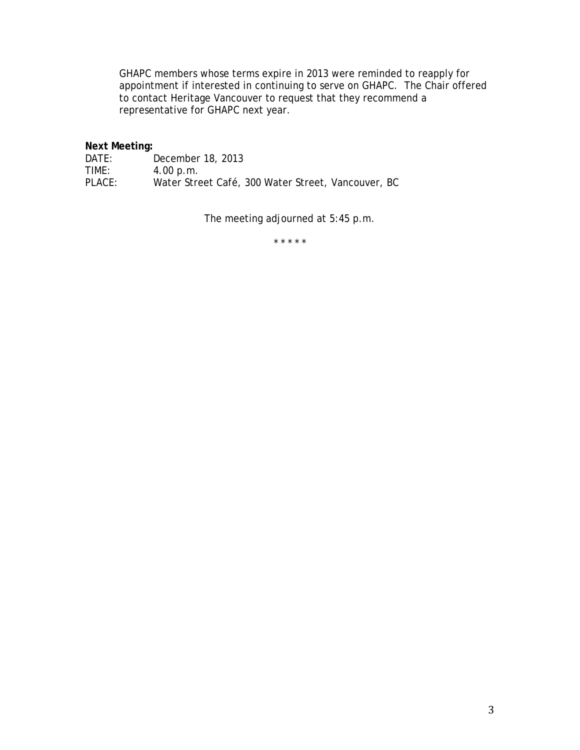GHAPC members whose terms expire in 2013 were reminded to reapply for appointment if interested in continuing to serve on GHAPC. The Chair offered to contact Heritage Vancouver to request that they recommend a representative for GHAPC next year.

**Next Meeting:**

DATE: December 18, 2013
TIME: 4.00 p.m.
PLACE: Water Street Café, 300 Water Street, Vancouver, BC

The meeting adjourned at 5:45 p.m.

* * * * *